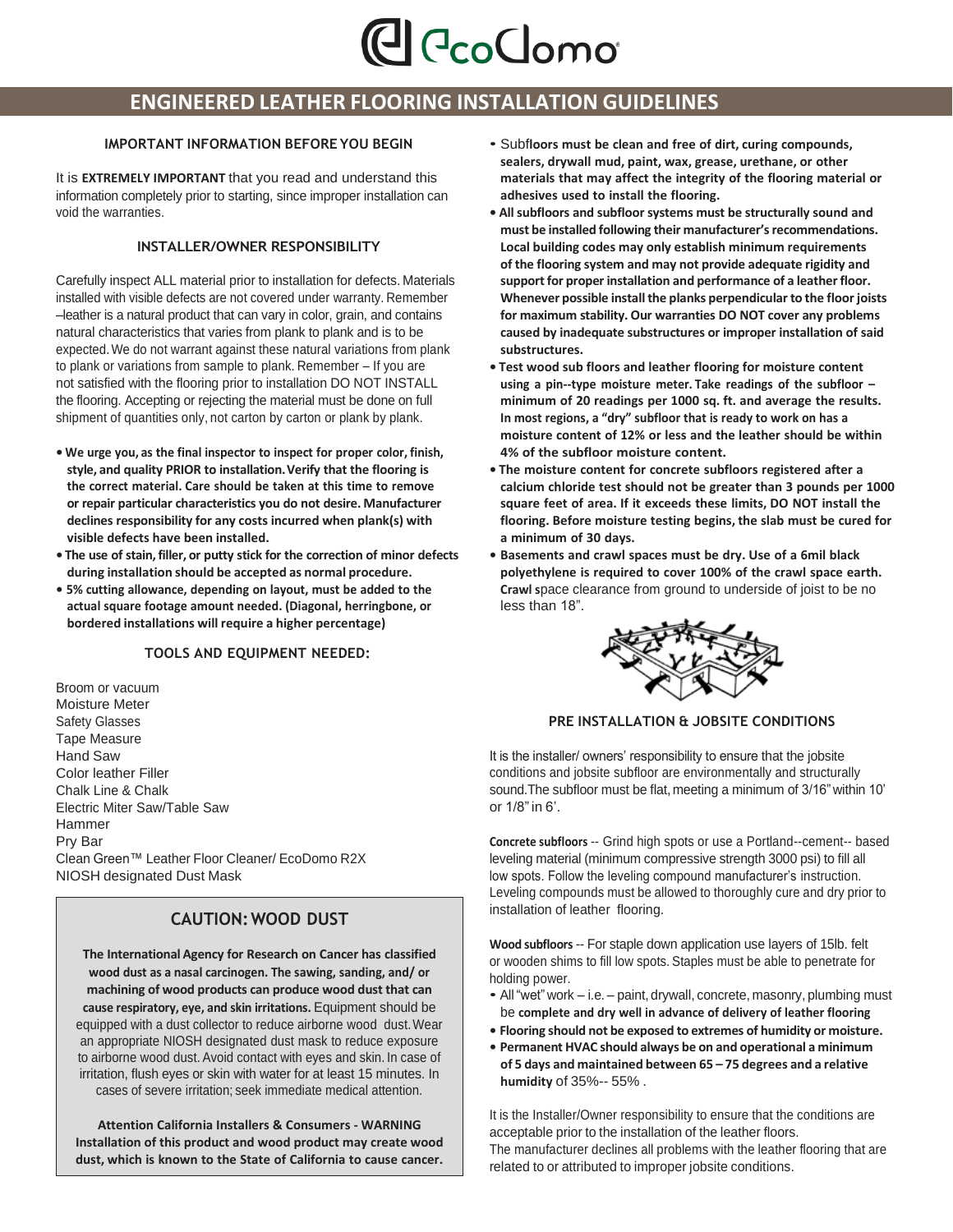# EcoDomo

## ENGINEERED LEATHER FLOORING INSTALLATION GUIDELINES

### IMPORTANT INFORMATION BEFORE YOU BEGIN

It is **EXTREMELY IMPORTANT** that you read and understand this information completely prior to starting, since improper installation can void the warranties.

### INSTALLER/OWNER RESPONSIBILITY

Carefully inspect ALL material prior to installation for defects. Materials installed with visible defects are not covered under warranty. Remember –leather is a natural product that can vary in color, grain, and contains natural characteristics that varies from plank to plank and is to be expected. We do not warrant against these natural variations from plank to plank or variations from sample to plank. Remember – If you are not satisfied with the flooring prior to installation DO NOT INSTALL the flooring. Accepting or rejecting the material must be done on full shipment of quantities only, not carton by carton or plank by plank.

- **We urge you, as the final inspector to inspect for proper color, finish, style, and quality PRIOR to installation. Verify that the flooring is the correct material. Care should be taken at this time to remove or repair particular characteristics you do not desire. Manufacturer declines responsibility for any costs incurred when plank(s) with visible defects have been installed.**
- **The use of stain, filler, or putty stick for the correction of minor defects during installation should be accepted as normal procedure.**
- **5% cutting allowance, depending on layout, must be added to the actual square footage amount needed. (Diagonal, herringbone, or bordered installations will require a higher percentage)**

### TOOLS AND EQUIPMENT NEEDED:

Broom or vacuum
Moisture Meter
Safety Glasses
Tape Measure
Hand Saw
Color leather Filler
Chalk Line & Chalk
Electric Miter Saw/Table Saw
Hammer
Pry Bar
Clean Green™ Leather Floor Cleaner/ EcoDomo R2X
NIOSH designated Dust Mask

### CAUTION: WOOD DUST

**The International Agency for Research on Cancer has classified wood dust as a nasal carcinogen. The sawing, sanding, and/ or machining of wood products can produce wood dust that can cause respiratory, eye, and skin irritations.** Equipment should be equipped with a dust collector to reduce airborne wood dust. Wear an appropriate NIOSH designated dust mask to reduce exposure to airborne wood dust. Avoid contact with eyes and skin. In case of irritation, flush eyes or skin with water for at least 15 minutes. In cases of severe irritation; seek immediate medical attention.

**Attention California Installers & Consumers - WARNING Installation of this product and wood product may create wood dust, which is known to the State of California to cause cancer.**

- Sub**floors must be clean and free of dirt, curing compounds, sealers, drywall mud, paint, wax, grease, urethane, or other materials that may affect the integrity of the flooring material or adhesives used to install the flooring.**
- **All subfloors and subfloor systems must be structurally sound and must be installed following their manufacturer's recommendations. Local building codes may only establish minimum requirements of the flooring system and may not provide adequate rigidity and support for proper installation and performance of a leather floor. Whenever possible install the planks perpendicular to the floor joists for maximum stability. Our warranties DO NOT cover any problems caused by inadequate substructures or improper installation of said substructures.**
- **Test wood sub floors and leather flooring for moisture content using a pin--type moisture meter. Take readings of the subfloor – minimum of 20 readings per 1000 sq. ft. and average the results. In most regions, a "dry" subfloor that is ready to work on has a moisture content of 12% or less and the leather should be within 4% of the subfloor moisture content.**
- **The moisture content for concrete subfloors registered after a calcium chloride test should not be greater than 3 pounds per 1000 square feet of area. If it exceeds these limits, DO NOT install the flooring. Before moisture testing begins, the slab must be cured for a minimum of 30 days.**
- **Basements and crawl spaces must be dry. Use of a 6mil black polyethylene is required to cover 100% of the crawl space earth. Crawl s**pace clearance from ground to underside of joist to be no less than 18".

### PRE INSTALLATION & JOBSITE CONDITIONS

It is the installer/ owners' responsibility to ensure that the jobsite conditions and jobsite subfloor are environmentally and structurally sound. The subfloor must be flat, meeting a minimum of 3/16" within 10' or 1/8" in 6'.

**Concrete subfloors** -- Grind high spots or use a Portland--cement-- based leveling material (minimum compressive strength 3000 psi) to fill all low spots. Follow the leveling compound manufacturer's instruction. Leveling compounds must be allowed to thoroughly cure and dry prior to installation of leather flooring.

**Wood subfloors** -- For staple down application use layers of 15lb. felt or wooden shims to fill low spots. Staples must be able to penetrate for holding power.

- All "wet" work – i.e. – paint, drywall, concrete, masonry, plumbing must be **complete and dry well in advance of delivery of leather flooring**
- **Flooring should not be exposed to extremes of humidity or moisture.**
- **Permanent HVAC should always be on and operational a minimum of 5 days and maintained between 65 – 75 degrees and a relative humidity** of 35%-- 55% .

It is the Installer/Owner responsibility to ensure that the conditions are acceptable prior to the installation of the leather floors.
The manufacturer declines all problems with the leather flooring that are related to or attributed to improper jobsite conditions.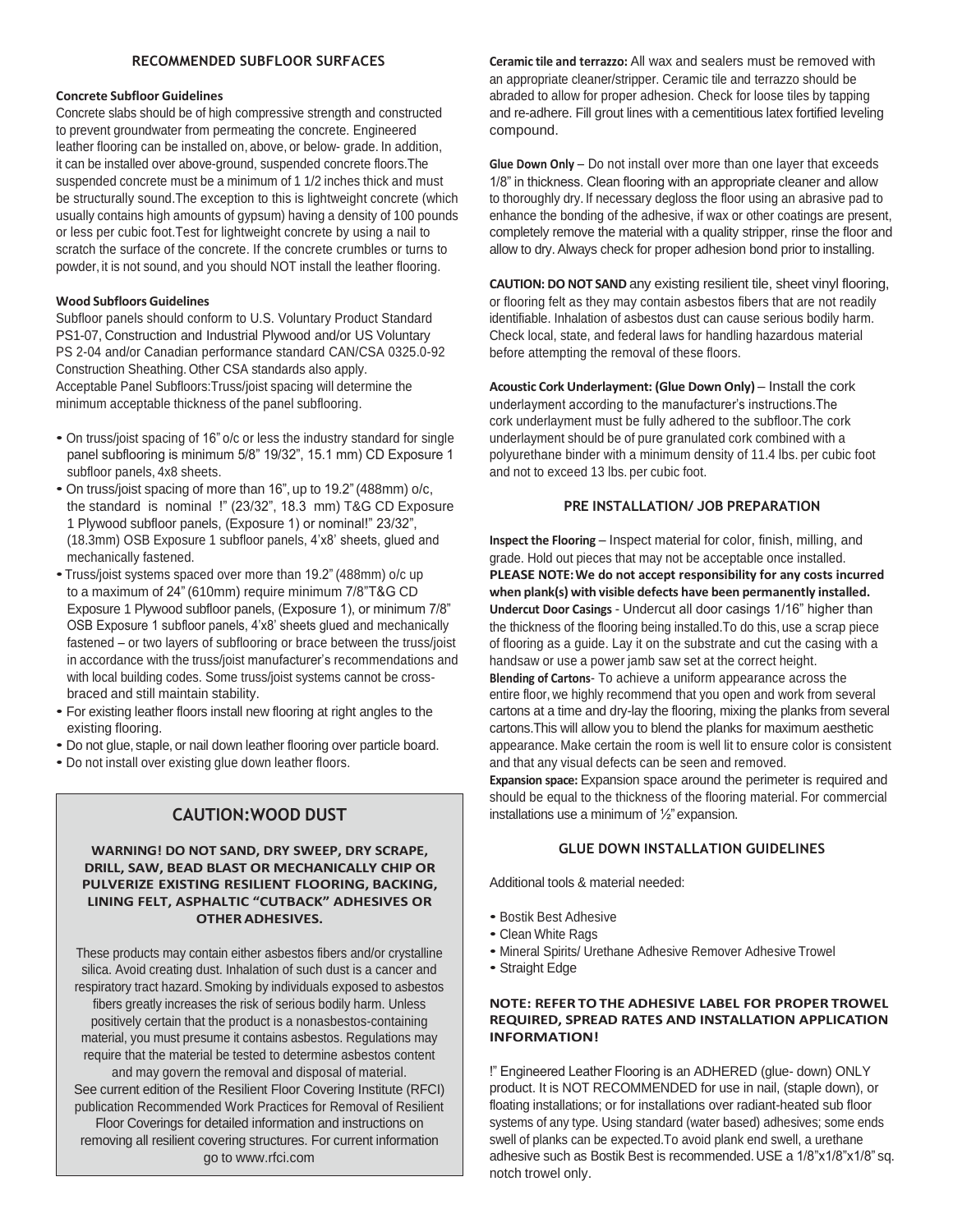## RECOMMENDED SUBFLOOR SURFACES

### Concrete Subfloor Guidelines

Concrete slabs should be of high compressive strength and constructed to prevent groundwater from permeating the concrete. Engineered leather flooring can be installed on, above, or below- grade. In addition, it can be installed over above-ground, suspended concrete floors.The suspended concrete must be a minimum of 1 1/2 inches thick and must be structurally sound.The exception to this is lightweight concrete (which usually contains high amounts of gypsum) having a density of 100 pounds or less per cubic foot.Test for lightweight concrete by using a nail to scratch the surface of the concrete. If the concrete crumbles or turns to powder, it is not sound, and you should NOT install the leather flooring.

### Wood Subfloors Guidelines

Subfloor panels should conform to U.S. Voluntary Product Standard PS1-07, Construction and Industrial Plywood and/or US Voluntary PS 2-04 and/or Canadian performance standard CAN/CSA 0325.0-92 Construction Sheathing. Other CSA standards also apply.
Acceptable Panel Subfloors:Truss/joist spacing will determine the minimum acceptable thickness of the panel subflooring.

- On truss/joist spacing of 16" o/c or less the industry standard for single panel subflooring is minimum 5/8" 19/32", 15.1 mm) CD Exposure 1 subfloor panels, 4x8 sheets.
- On truss/joist spacing of more than 16", up to 19.2" (488mm) o/c, the standard is nominal !" (23/32", 18.3 mm) T&G CD Exposure 1 Plywood subfloor panels, (Exposure 1) or nominal!" 23/32", (18.3mm) OSB Exposure 1 subfloor panels, 4'x8' sheets, glued and mechanically fastened.
- Truss/joist systems spaced over more than 19.2" (488mm) o/c up to a maximum of 24" (610mm) require minimum 7/8"T&G CD Exposure 1 Plywood subfloor panels, (Exposure 1), or minimum 7/8" OSB Exposure 1 subfloor panels, 4'x8' sheets glued and mechanically fastened – or two layers of subflooring or brace between the truss/joist in accordance with the truss/joist manufacturer's recommendations and with local building codes. Some truss/joist systems cannot be cross-braced and still maintain stability.
- For existing leather floors install new flooring at right angles to the existing flooring.
- Do not glue, staple, or nail down leather flooring over particle board.
- Do not install over existing glue down leather floors.

## CAUTION: WOOD DUST

**WARNING! DO NOT SAND, DRY SWEEP, DRY SCRAPE, DRILL, SAW, BEAD BLAST OR MECHANICALLY CHIP OR PULVERIZE EXISTING RESILIENT FLOORING, BACKING, LINING FELT, ASPHALTIC "CUTBACK" ADHESIVES OR OTHER ADHESIVES.**

These products may contain either asbestos fibers and/or crystalline silica. Avoid creating dust. Inhalation of such dust is a cancer and respiratory tract hazard. Smoking by individuals exposed to asbestos fibers greatly increases the risk of serious bodily harm. Unless positively certain that the product is a nonasbestos-containing material, you must presume it contains asbestos. Regulations may require that the material be tested to determine asbestos content and may govern the removal and disposal of material.
See current edition of the Resilient Floor Covering Institute (RFCI) publication Recommended Work Practices for Removal of Resilient Floor Coverings for detailed information and instructions on removing all resilient covering structures. For current information go to www.rfci.com

**Ceramic tile and terrazzo:** All wax and sealers must be removed with an appropriate cleaner/stripper. Ceramic tile and terrazzo should be abraded to allow for proper adhesion. Check for loose tiles by tapping and re-adhere. Fill grout lines with a cementitious latex fortified leveling compound.

**Glue Down Only** – Do not install over more than one layer that exceeds 1/8" in thickness. Clean flooring with an appropriate cleaner and allow to thoroughly dry. If necessary degloss the floor using an abrasive pad to enhance the bonding of the adhesive, if wax or other coatings are present, completely remove the material with a quality stripper, rinse the floor and allow to dry. Always check for proper adhesion bond prior to installing.

**CAUTION: DO NOT SAND** any existing resilient tile, sheet vinyl flooring, or flooring felt as they may contain asbestos fibers that are not readily identifiable. Inhalation of asbestos dust can cause serious bodily harm. Check local, state, and federal laws for handling hazardous material before attempting the removal of these floors.

**Acoustic Cork Underlayment: (Glue Down Only)** – Install the cork underlayment according to the manufacturer's instructions.The cork underlayment must be fully adhered to the subfloor.The cork underlayment should be of pure granulated cork combined with a polyurethane binder with a minimum density of 11.4 lbs. per cubic foot and not to exceed 13 lbs. per cubic foot.

## PRE INSTALLATION/ JOB PREPARATION

**Inspect the Flooring** – Inspect material for color, finish, milling, and grade. Hold out pieces that may not be acceptable once installed.
**PLEASE NOTE: We do not accept responsibility for any costs incurred when plank(s) with visible defects have been permanently installed.**
**Undercut Door Casings** - Undercut all door casings 1/16" higher than the thickness of the flooring being installed.To do this, use a scrap piece of flooring as a guide. Lay it on the substrate and cut the casing with a handsaw or use a power jamb saw set at the correct height.
**Blending of Cartons**- To achieve a uniform appearance across the entire floor, we highly recommend that you open and work from several cartons at a time and dry-lay the flooring, mixing the planks from several cartons.This will allow you to blend the planks for maximum aesthetic appearance. Make certain the room is well lit to ensure color is consistent and that any visual defects can be seen and removed.
**Expansion space:** Expansion space around the perimeter is required and should be equal to the thickness of the flooring material. For commercial installations use a minimum of ½" expansion.

## GLUE DOWN INSTALLATION GUIDELINES

Additional tools & material needed:

- Bostik Best Adhesive
- Clean White Rags
- Mineral Spirits/ Urethane Adhesive Remover Adhesive Trowel
- Straight Edge

**NOTE: REFER TO THE ADHESIVE LABEL FOR PROPER TROWEL REQUIRED, SPREAD RATES AND INSTALLATION APPLICATION INFORMATION!**

!" Engineered Leather Flooring is an ADHERED (glue- down) ONLY product. It is NOT RECOMMENDED for use in nail, (staple down), or floating installations; or for installations over radiant-heated sub floor systems of any type. Using standard (water based) adhesives; some ends swell of planks can be expected.To avoid plank end swell, a urethane adhesive such as Bostik Best is recommended. USE a 1/8"x1/8"x1/8" sq. notch trowel only.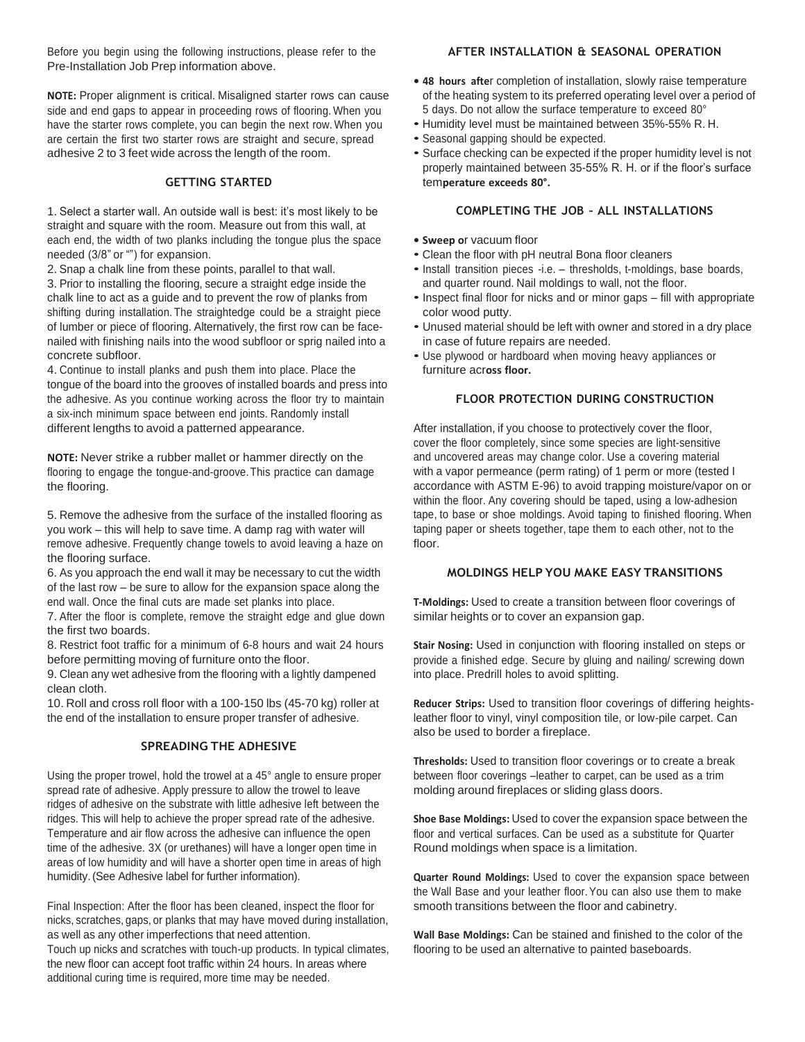Before you begin using the following instructions, please refer to the Pre-Installation Job Prep information above.

**NOTE:** Proper alignment is critical. Misaligned starter rows can cause side and end gaps to appear in proceeding rows of flooring. When you have the starter rows complete, you can begin the next row. When you are certain the first two starter rows are straight and secure, spread adhesive 2 to 3 feet wide across the length of the room.

## GETTING STARTED

1. Select a starter wall. An outside wall is best: it's most likely to be straight and square with the room. Measure out from this wall, at each end, the width of two planks including the tongue plus the space needed (3/8" or "") for expansion.
2. Snap a chalk line from these points, parallel to that wall.
3. Prior to installing the flooring, secure a straight edge inside the chalk line to act as a guide and to prevent the row of planks from shifting during installation. The straightedge could be a straight piece of lumber or piece of flooring. Alternatively, the first row can be face-nailed with finishing nails into the wood subfloor or sprig nailed into a concrete subfloor.
4. Continue to install planks and push them into place. Place the tongue of the board into the grooves of installed boards and press into the adhesive. As you continue working across the floor try to maintain a six-inch minimum space between end joints. Randomly install different lengths to avoid a patterned appearance.

**NOTE:** Never strike a rubber mallet or hammer directly on the flooring to engage the tongue-and-groove. This practice can damage the flooring.

5. Remove the adhesive from the surface of the installed flooring as you work – this will help to save time. A damp rag with water will remove adhesive. Frequently change towels to avoid leaving a haze on the flooring surface.
6. As you approach the end wall it may be necessary to cut the width of the last row – be sure to allow for the expansion space along the end wall. Once the final cuts are made set planks into place.
7. After the floor is complete, remove the straight edge and glue down the first two boards.
8. Restrict foot traffic for a minimum of 6-8 hours and wait 24 hours before permitting moving of furniture onto the floor.
9. Clean any wet adhesive from the flooring with a lightly dampened clean cloth.
10. Roll and cross roll floor with a 100-150 lbs (45-70 kg) roller at the end of the installation to ensure proper transfer of adhesive.

## SPREADING THE ADHESIVE

Using the proper trowel, hold the trowel at a 45° angle to ensure proper spread rate of adhesive. Apply pressure to allow the trowel to leave ridges of adhesive on the substrate with little adhesive left between the ridges. This will help to achieve the proper spread rate of the adhesive. Temperature and air flow across the adhesive can influence the open time of the adhesive. 3X (or urethanes) will have a longer open time in areas of low humidity and will have a shorter open time in areas of high humidity. (See Adhesive label for further information).

Final Inspection: After the floor has been cleaned, inspect the floor for nicks, scratches, gaps, or planks that may have moved during installation, as well as any other imperfections that need attention.
Touch up nicks and scratches with touch-up products. In typical climates, the new floor can accept foot traffic within 24 hours. In areas where additional curing time is required, more time may be needed.

## AFTER INSTALLATION & SEASONAL OPERATION

- **48 hours afte**r completion of installation, slowly raise temperature of the heating system to its preferred operating level over a period of 5 days. Do not allow the surface temperature to exceed 80°
- Humidity level must be maintained between 35%-55% R. H.
- Seasonal gapping should be expected.
- Surface checking can be expected if the proper humidity level is not properly maintained between 35-55% R. H. or if the floor's surface tem**perature exceeds 80°.**

## COMPLETING THE JOB – ALL INSTALLATIONS

- **Sweep o**r vacuum floor
- Clean the floor with pH neutral Bona floor cleaners
- Install transition pieces -i.e. – thresholds, t-moldings, base boards, and quarter round. Nail moldings to wall, not the floor.
- Inspect final floor for nicks and or minor gaps – fill with appropriate color wood putty.
- Unused material should be left with owner and stored in a dry place in case of future repairs are needed.
- Use plywood or hardboard when moving heavy appliances or furniture acr**oss floor.**

## FLOOR PROTECTION DURING CONSTRUCTION

After installation, if you choose to protectively cover the floor, cover the floor completely, since some species are light-sensitive and uncovered areas may change color. Use a covering material with a vapor permeance (perm rating) of 1 perm or more (tested I accordance with ASTM E-96) to avoid trapping moisture/vapor on or within the floor. Any covering should be taped, using a low-adhesion tape, to base or shoe moldings. Avoid taping to finished flooring. When taping paper or sheets together, tape them to each other, not to the floor.

## MOLDINGS HELP YOU MAKE EASY TRANSITIONS

**T-Moldings:** Used to create a transition between floor coverings of similar heights or to cover an expansion gap.

**Stair Nosing:** Used in conjunction with flooring installed on steps or provide a finished edge. Secure by gluing and nailing/ screwing down into place. Predrill holes to avoid splitting.

**Reducer Strips:** Used to transition floor coverings of differing heights-leather floor to vinyl, vinyl composition tile, or low-pile carpet. Can also be used to border a fireplace.

**Thresholds:** Used to transition floor coverings or to create a break between floor coverings –leather to carpet, can be used as a trim molding around fireplaces or sliding glass doors.

**Shoe Base Moldings:** Used to cover the expansion space between the floor and vertical surfaces. Can be used as a substitute for Quarter Round moldings when space is a limitation.

**Quarter Round Moldings:** Used to cover the expansion space between the Wall Base and your leather floor. You can also use them to make smooth transitions between the floor and cabinetry.

**Wall Base Moldings:** Can be stained and finished to the color of the flooring to be used an alternative to painted baseboards.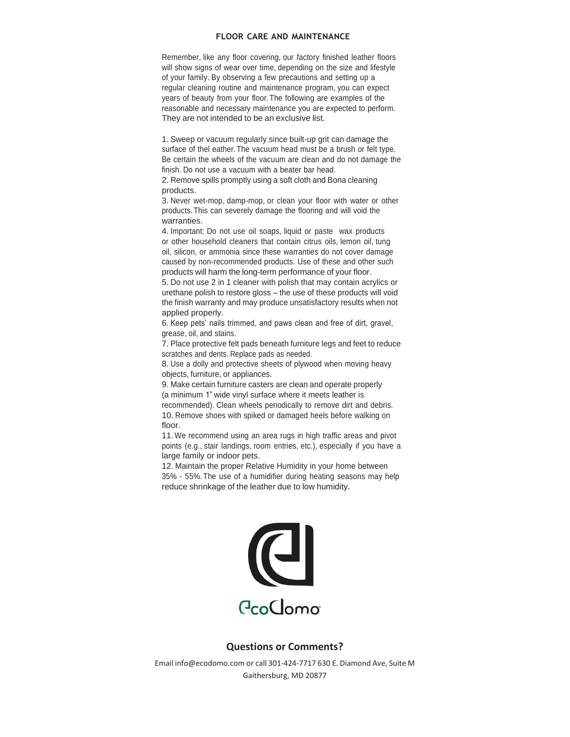## FLOOR CARE AND MAINTENANCE

Remember, like any floor covering, our factory finished leather floors will show signs of wear over time, depending on the size and lifestyle of your family. By observing a few precautions and setting up a regular cleaning routine and maintenance program, you can expect years of beauty from your floor. The following are examples of the reasonable and necessary maintenance you are expected to perform. They are not intended to be an exclusive list.

1. Sweep or vacuum regularly since built-up grit can damage the surface of thel eather. The vacuum head must be a brush or felt type. Be certain the wheels of the vacuum are clean and do not damage the finish. Do not use a vacuum with a beater bar head.
2. Remove spills promptly using a soft cloth and Bona cleaning products.
3. Never wet-mop, damp-mop, or clean your floor with water or other products. This can severely damage the flooring and will void the warranties.
4. Important: Do not use oil soaps, liquid or paste wax products or other household cleaners that contain citrus oils, lemon oil, tung oil, silicon, or ammonia since these warranties do not cover damage caused by non-recommended products. Use of these and other such products will harm the long-term performance of your floor.
5. Do not use 2 in 1 cleaner with polish that may contain acrylics or urethane polish to restore gloss – the use of these products will void the finish warranty and may produce unsatisfactory results when not applied properly.
6. Keep pets' nails trimmed, and paws clean and free of dirt, gravel, grease, oil, and stains.
7. Place protective felt pads beneath furniture legs and feet to reduce scratches and dents. Replace pads as needed.
8. Use a dolly and protective sheets of plywood when moving heavy objects, furniture, or appliances.
9. Make certain furniture casters are clean and operate properly (a minimum 1" wide vinyl surface where it meets leather is recommended). Clean wheels periodically to remove dirt and debris.
10. Remove shoes with spiked or damaged heels before walking on floor.
11. We recommend using an area rugs in high traffic areas and pivot points (e.g., stair landings, room entries, etc.), especially if you have a large family or indoor pets.
12. Maintain the proper Relative Humidity in your home between 35% - 55%. The use of a humidifier during heating seasons may help reduce shrinkage of the leather due to low humidity.

EcoDomo

### Questions or Comments?

Email info@ecodomo.com or call 301-424-7717 630 E. Diamond Ave, Suite M Gaithersburg, MD 20877